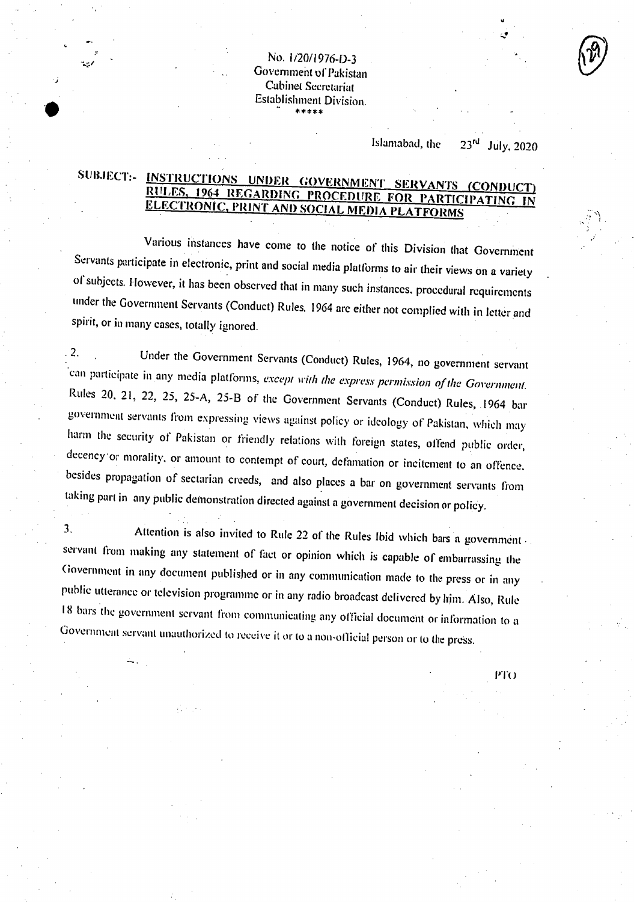No. 1/20/1976-D-3
Government of Pakistan
Cabinet Secretariat
Establishment Division.
\*\*\*\*\*

Islamabad, the 23rd July, 2020

**SUBJECT:- INSTRUCTIONS UNDER GOVERNMENT SERVANTS (CONDUCT) RULES, 1964 REGARDING PROCEDURE FOR PARTICIPATING IN ELECTRONIC, PRINT AND SOCIAL MEDIA PLATFORMS**

Various instances have come to the notice of this Division that Government Servants participate in electronic, print and social media platforms to air their views on a variety of subjects. However, it has been observed that in many such instances, procedural requirements under the Government Servants (Conduct) Rules, 1964 are either not complied with in letter and spirit, or in many cases, totally ignored.

2. Under the Government Servants (Conduct) Rules, 1964, no government servant can participate in any media platforms, *except with the express permission of the Government.* Rules 20, 21, 22, 25, 25-A, 25-B of the Government Servants (Conduct) Rules, 1964 bar government servants from expressing views against policy or ideology of Pakistan, which may harm the security of Pakistan or friendly relations with foreign states, offend public order, decency or morality, or amount to contempt of court, defamation or incitement to an offence, besides propagation of sectarian creeds, and also places a bar on government servants from taking part in any public demonstration directed against a government decision or policy.

3. Attention is also invited to Rule 22 of the Rules Ibid which bars a government servant from making any statement of fact or opinion which is capable of embarrassing the Government in any document published or in any communication made to the press or in any public utterance or television programme or in any radio broadcast delivered by him. Also, Rule 18 bars the government servant from communicating any official document or information to a Government servant unauthorized to receive it or to a non-official person or to the press.

PTO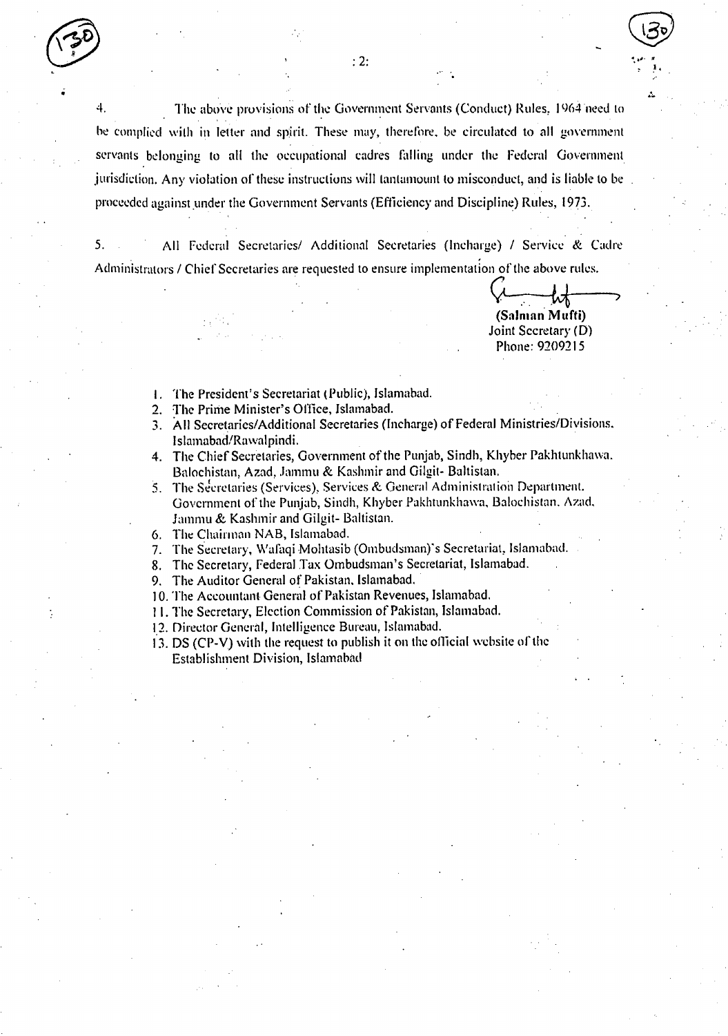4. The above provisions of the Government Servants (Conduct) Rules, 1964 need to be complied with in letter and spirit. These may, therefore, be circulated to all government servants belonging to all the occupational cadres falling under the Federal Government jurisdiction. Any violation of these instructions will tantamount to misconduct, and is liable to be proceeded against under the Government Servants (Efficiency and Discipline) Rules, 1973.

5. All Federal Secretaries/ Additional Secretaries (Incharge) / Service & Cadre Administrators / Chief Secretaries are requested to ensure implementation of the above rules.

**(Salman Mufti)**
Joint Secretary (D)
Phone: 9209215

1. The President's Secretariat (Public), Islamabad.
2. The Prime Minister's Office, Islamabad.
3. All Secretaries/Additional Secretaries (Incharge) of Federal Ministries/Divisions, Islamabad/Rawalpindi.
4. The Chief Secretaries, Government of the Punjab, Sindh, Khyber Pakhtunkhawa, Balochistan, Azad, Jammu & Kashmir and Gilgit- Baltistan.
5. The Secretaries (Services), Services & General Administration Department, Government of the Punjab, Sindh, Khyber Pakhtunkhawa, Balochistan, Azad, Jammu & Kashmir and Gilgit- Baltistan.
6. The Chairman NAB, Islamabad.
7. The Secretary, Wafaqi Mohtasib (Ombudsman)'s Secretariat, Islamabad.
8. The Secretary, Federal Tax Ombudsman's Secretariat, Islamabad.
9. The Auditor General of Pakistan, Islamabad.
10. The Accountant General of Pakistan Revenues, Islamabad.
11. The Secretary, Election Commission of Pakistan, Islamabad.
12. Director General, Intelligence Bureau, Islamabad.
13. DS (CP-V) with the request to publish it on the official website of the Establishment Division, Islamabad